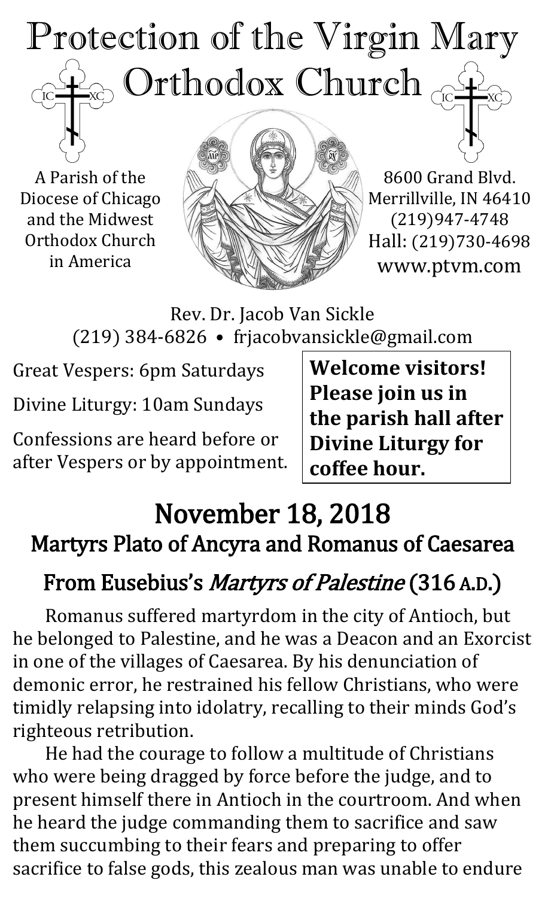# Protection of the Virgin Mary Orthodox Church

A Parish of the Diocese of Chicago and the Midwest Orthodox Church in America

8600 Grand Blvd.
Merrillville, IN 46410
(219)947-4748
Hall: (219)730-4698
www.ptvm.com

Rev. Dr. Jacob Van Sickle
(219) 384-6826 • frjacobvansickle@gmail.com

Great Vespers: 6pm Saturdays

Divine Liturgy: 10am Sundays

Confessions are heard before or after Vespers or by appointment.

**Welcome visitors! Please join us in the parish hall after Divine Liturgy for coffee hour.**

## November 18, 2018

### Martyrs Plato of Ancyra and Romanus of Caesarea

### From Eusebius's *Martyrs of Palestine* (316 A.D.)

Romanus suffered martyrdom in the city of Antioch, but he belonged to Palestine, and he was a Deacon and an Exorcist in one of the villages of Caesarea. By his denunciation of demonic error, he restrained his fellow Christians, who were timidly relapsing into idolatry, recalling to their minds God's righteous retribution.

He had the courage to follow a multitude of Christians who were being dragged by force before the judge, and to present himself there in Antioch in the courtroom. And when he heard the judge commanding them to sacrifice and saw them succumbing to their fears and preparing to offer sacrifice to false gods, this zealous man was unable to endure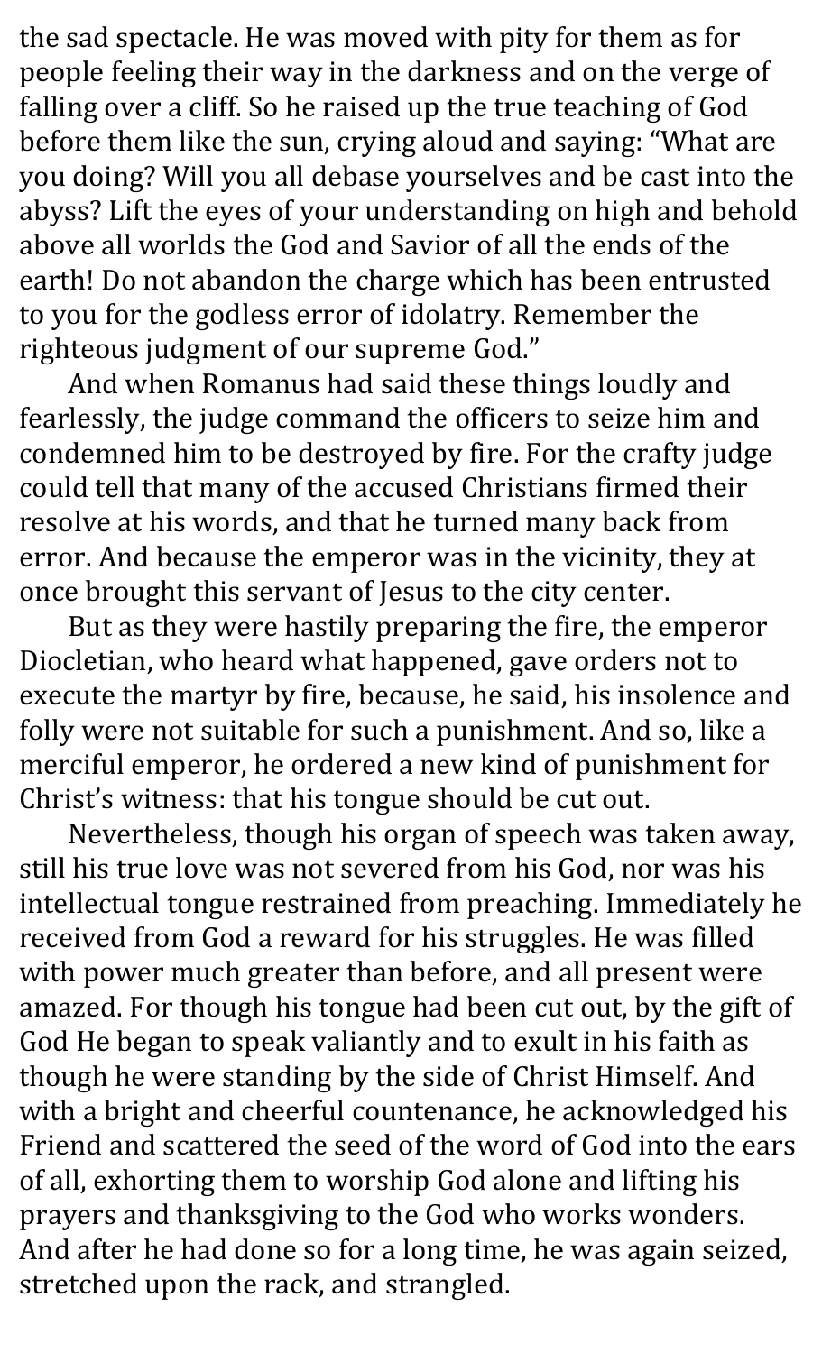the sad spectacle. He was moved with pity for them as for people feeling their way in the darkness and on the verge of falling over a cliff. So he raised up the true teaching of God before them like the sun, crying aloud and saying: "What are you doing? Will you all debase yourselves and be cast into the abyss? Lift the eyes of your understanding on high and behold above all worlds the God and Savior of all the ends of the earth! Do not abandon the charge which has been entrusted to you for the godless error of idolatry. Remember the righteous judgment of our supreme God."

And when Romanus had said these things loudly and fearlessly, the judge command the officers to seize him and condemned him to be destroyed by fire. For the crafty judge could tell that many of the accused Christians firmed their resolve at his words, and that he turned many back from error. And because the emperor was in the vicinity, they at once brought this servant of Jesus to the city center.

But as they were hastily preparing the fire, the emperor Diocletian, who heard what happened, gave orders not to execute the martyr by fire, because, he said, his insolence and folly were not suitable for such a punishment. And so, like a merciful emperor, he ordered a new kind of punishment for Christ's witness: that his tongue should be cut out.

Nevertheless, though his organ of speech was taken away, still his true love was not severed from his God, nor was his intellectual tongue restrained from preaching. Immediately he received from God a reward for his struggles. He was filled with power much greater than before, and all present were amazed. For though his tongue had been cut out, by the gift of God He began to speak valiantly and to exult in his faith as though he were standing by the side of Christ Himself. And with a bright and cheerful countenance, he acknowledged his Friend and scattered the seed of the word of God into the ears of all, exhorting them to worship God alone and lifting his prayers and thanksgiving to the God who works wonders. And after he had done so for a long time, he was again seized, stretched upon the rack, and strangled.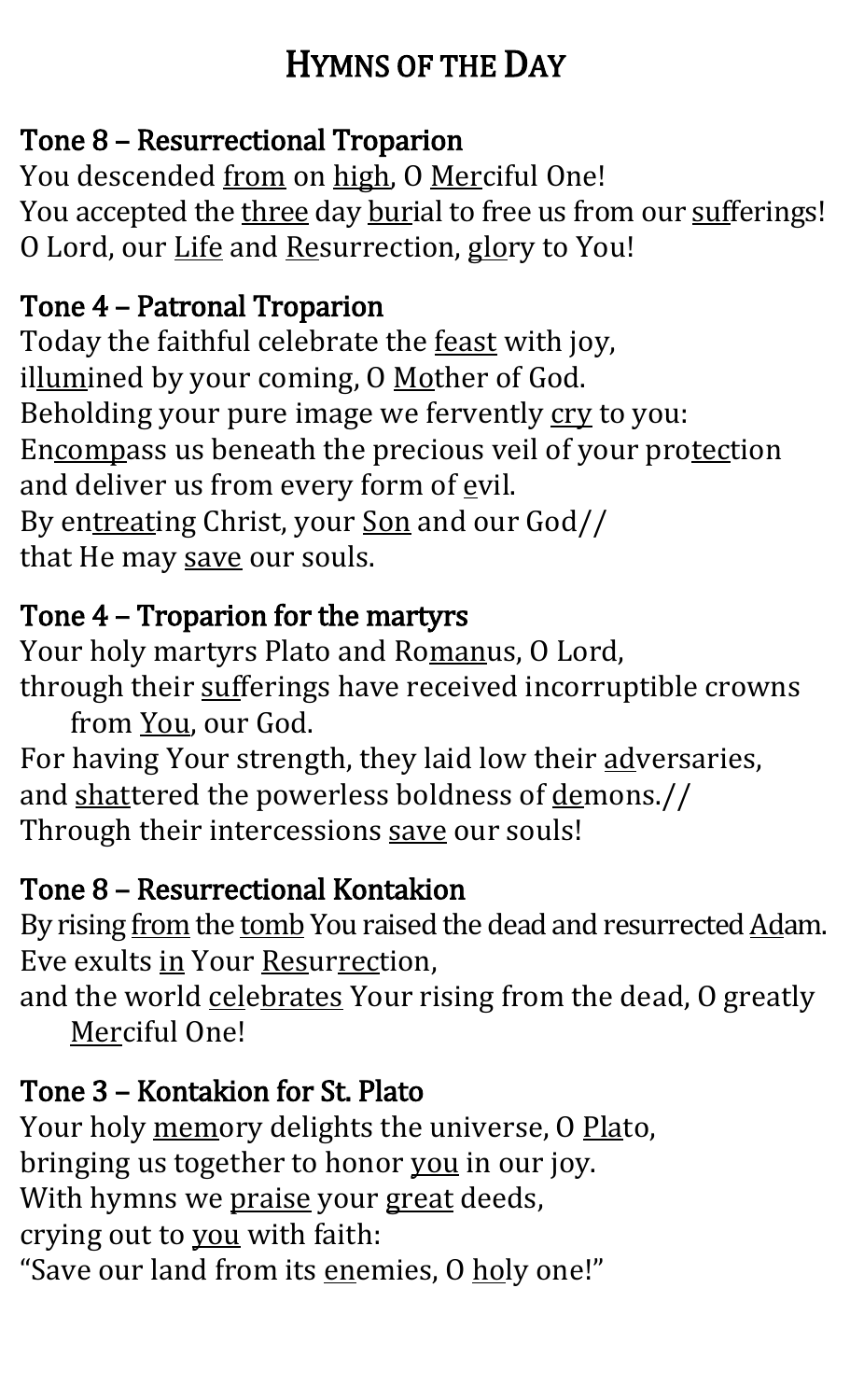# Hymns of the Day

## Tone 8 – Resurrectional Troparion

You descended <u>from</u> on <u>high</u>, O <u>Mer</u>ciful One!
You accepted the <u>three</u> day <u>buri</u>al to free us from our <u>suf</u>ferings!
O Lord, our <u>Life</u> and <u>Re</u>surrection, <u>glo</u>ry to You!

## Tone 4 – Patronal Troparion

Today the faithful celebrate the <u>feast</u> with joy,
il<u>lumi</u>ned by your coming, O <u>Mo</u>ther of God.
Beholding your pure image we fervently <u>cry</u> to you:
En<u>comp</u>ass us beneath the precious veil of your pro<u>tec</u>tion
and deliver us from every form of <u>e</u>vil.
By en<u>treat</u>ing Christ, your <u>Son</u> and our God//
that He may <u>save</u> our souls.

## Tone 4 – Troparion for the martyrs

Your holy martyrs Plato and Ro<u>man</u>us, O Lord,
through their <u>suf</u>ferings have received incorruptible crowns from <u>You</u>, our God.
For having Your strength, they laid low their <u>ad</u>versaries,
and <u>shat</u>tered the powerless boldness of <u>de</u>mons.//
Through their intercessions <u>save</u> our souls!

## Tone 8 – Resurrectional Kontakion

By rising <u>from</u> the <u>tomb</u> You raised the dead and resurrected <u>Ad</u>am.
Eve exults <u>in</u> Your <u>Res</u>ur<u>rec</u>tion,
and the world <u>cel</u>e<u>brates</u> Your rising from the dead, O greatly <u>Mer</u>ciful One!

## Tone 3 – Kontakion for St. Plato

Your holy <u>mem</u>ory delights the universe, O <u>Pla</u>to,
bringing us together to honor <u>you</u> in our joy.
With hymns we <u>praise</u> your <u>great</u> deeds,
crying out to <u>you</u> with faith:
"Save our land from its <u>en</u>emies, O <u>ho</u>ly one!"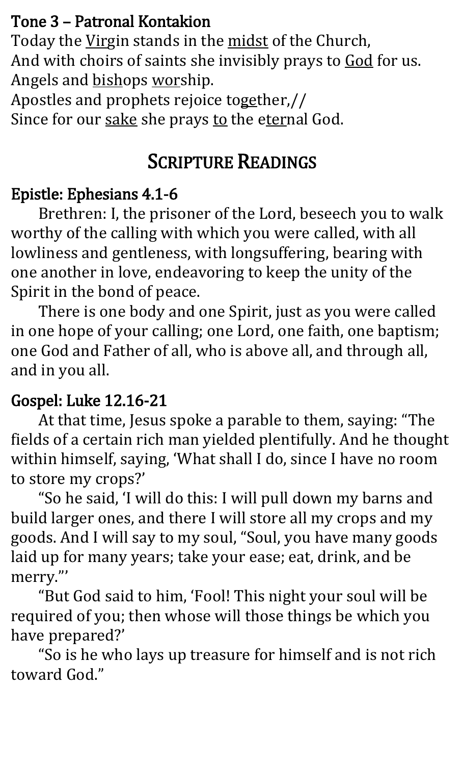### Tone 3 – Patronal Kontakion

Today the Virgin stands in the midst of the Church,
And with choirs of saints she invisibly prays to God for us.
Angels and bishops worship.
Apostles and prophets rejoice together,//
Since for our sake she prays to the eternal God.

## SCRIPTURE READINGS

### Epistle: Ephesians 4.1-6

Brethren: I, the prisoner of the Lord, beseech you to walk worthy of the calling with which you were called, with all lowliness and gentleness, with longsuffering, bearing with one another in love, endeavoring to keep the unity of the Spirit in the bond of peace.

There is one body and one Spirit, just as you were called in one hope of your calling; one Lord, one faith, one baptism; one God and Father of all, who is above all, and through all, and in you all.

### Gospel: Luke 12.16-21

At that time, Jesus spoke a parable to them, saying: "The fields of a certain rich man yielded plentifully. And he thought within himself, saying, 'What shall I do, since I have no room to store my crops?'

"So he said, 'I will do this: I will pull down my barns and build larger ones, and there I will store all my crops and my goods. And I will say to my soul, "Soul, you have many goods laid up for many years; take your ease; eat, drink, and be merry."'

"But God said to him, 'Fool! This night your soul will be required of you; then whose will those things be which you have prepared?'

"So is he who lays up treasure for himself and is not rich toward God."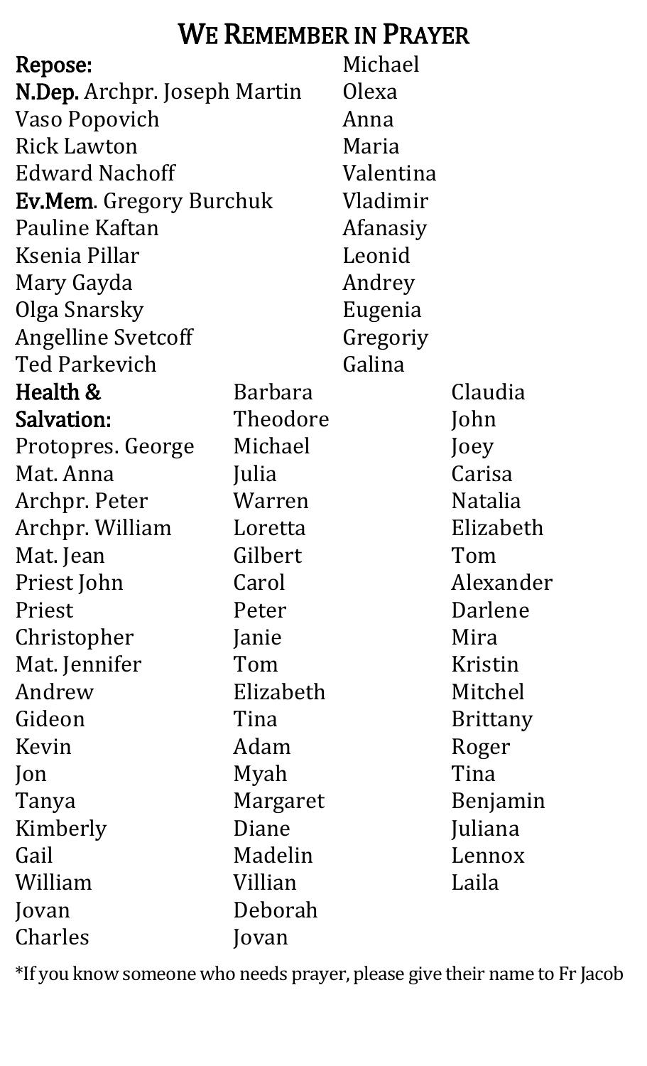# We Remember in Prayer

**Repose:**

**N.Dep.** Archpr. Joseph Martin
Vaso Popovich
Rick Lawton
Edward Nachoff
**Ev.Mem.** Gregory Burchuk
Pauline Kaftan
Ksenia Pillar
Mary Gayda
Olga Snarsky
Angelline Svetcoff
Ted Parkevich
Michael
Olexa
Anna
Maria
Valentina
Vladimir
Afanasiy
Leonid
Andrey
Eugenia
Gregoriy
Galina

**Health & Salvation:**

Protopres. George
Mat. Anna
Archpr. Peter
Archpr. William
Mat. Jean
Priest John
Priest Christopher
Mat. Jennifer
Andrew
Gideon
Kevin
Jon
Tanya
Kimberly
Gail
William
Jovan
Charles
Barbara
Theodore
Michael
Julia
Warren
Loretta
Gilbert
Carol
Peter
Janie
Tom
Elizabeth
Tina
Adam
Myah
Margaret
Diane
Madelin
Villian
Deborah
Jovan
Claudia
John
Joey
Carisa
Natalia
Elizabeth
Tom
Alexander
Darlene
Mira
Kristin
Mitchel
Brittany
Roger
Tina
Benjamin
Juliana
Lennox
Laila

*If you know someone who needs prayer, please give their name to Fr Jacob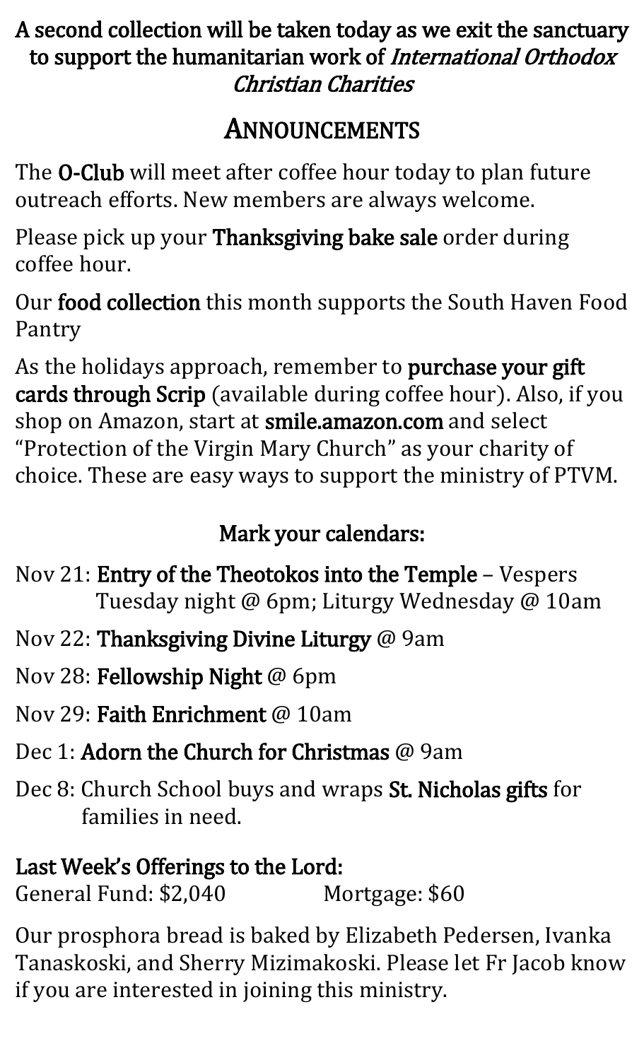**A second collection will be taken today as we exit the sanctuary to support the humanitarian work of *International Orthodox Christian Charities***

## ANNOUNCEMENTS

The **O-Club** will meet after coffee hour today to plan future outreach efforts. New members are always welcome.

Please pick up your **Thanksgiving bake sale** order during coffee hour.

Our **food collection** this month supports the South Haven Food Pantry

As the holidays approach, remember to **purchase your gift cards through Scrip** (available during coffee hour). Also, if you shop on Amazon, start at **smile.amazon.com** and select "Protection of the Virgin Mary Church" as your charity of choice. These are easy ways to support the ministry of PTVM.

### Mark your calendars:

Nov 21: **Entry of the Theotokos into the Temple** – Vespers Tuesday night @ 6pm; Liturgy Wednesday @ 10am

Nov 22: **Thanksgiving Divine Liturgy** @ 9am

Nov 28: **Fellowship Night** @ 6pm

Nov 29: **Faith Enrichment** @ 10am

Dec 1: **Adorn the Church for Christmas** @ 9am

Dec 8: Church School buys and wraps **St. Nicholas gifts** for families in need.

**Last Week's Offerings to the Lord:**
General Fund: $2,040 Mortgage: $60

Our prosphora bread is baked by Elizabeth Pedersen, Ivanka Tanaskoski, and Sherry Mizimakoski. Please let Fr Jacob know if you are interested in joining this ministry.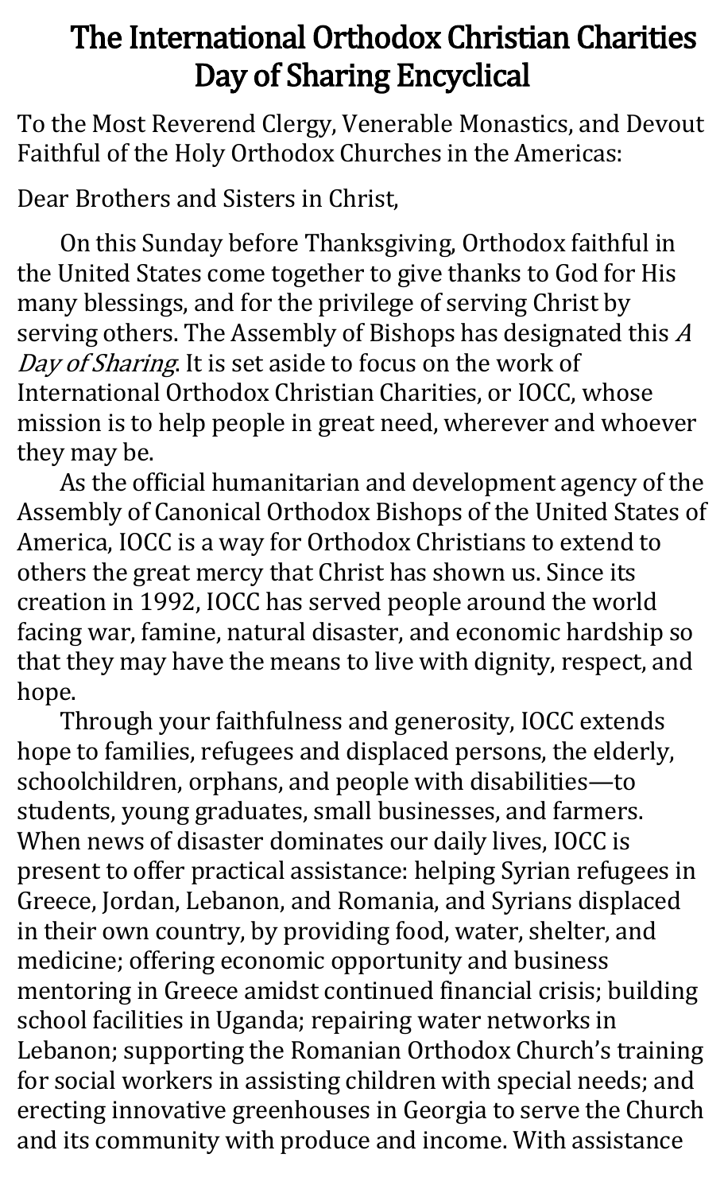# The International Orthodox Christian Charities Day of Sharing Encyclical

To the Most Reverend Clergy, Venerable Monastics, and Devout Faithful of the Holy Orthodox Churches in the Americas:

Dear Brothers and Sisters in Christ,

On this Sunday before Thanksgiving, Orthodox faithful in the United States come together to give thanks to God for His many blessings, and for the privilege of serving Christ by serving others. The Assembly of Bishops has designated this *A Day of Sharing*. It is set aside to focus on the work of International Orthodox Christian Charities, or IOCC, whose mission is to help people in great need, wherever and whoever they may be.

As the official humanitarian and development agency of the Assembly of Canonical Orthodox Bishops of the United States of America, IOCC is a way for Orthodox Christians to extend to others the great mercy that Christ has shown us. Since its creation in 1992, IOCC has served people around the world facing war, famine, natural disaster, and economic hardship so that they may have the means to live with dignity, respect, and hope.

Through your faithfulness and generosity, IOCC extends hope to families, refugees and displaced persons, the elderly, schoolchildren, orphans, and people with disabilities—to students, young graduates, small businesses, and farmers. When news of disaster dominates our daily lives, IOCC is present to offer practical assistance: helping Syrian refugees in Greece, Jordan, Lebanon, and Romania, and Syrians displaced in their own country, by providing food, water, shelter, and medicine; offering economic opportunity and business mentoring in Greece amidst continued financial crisis; building school facilities in Uganda; repairing water networks in Lebanon; supporting the Romanian Orthodox Church's training for social workers in assisting children with special needs; and erecting innovative greenhouses in Georgia to serve the Church and its community with produce and income. With assistance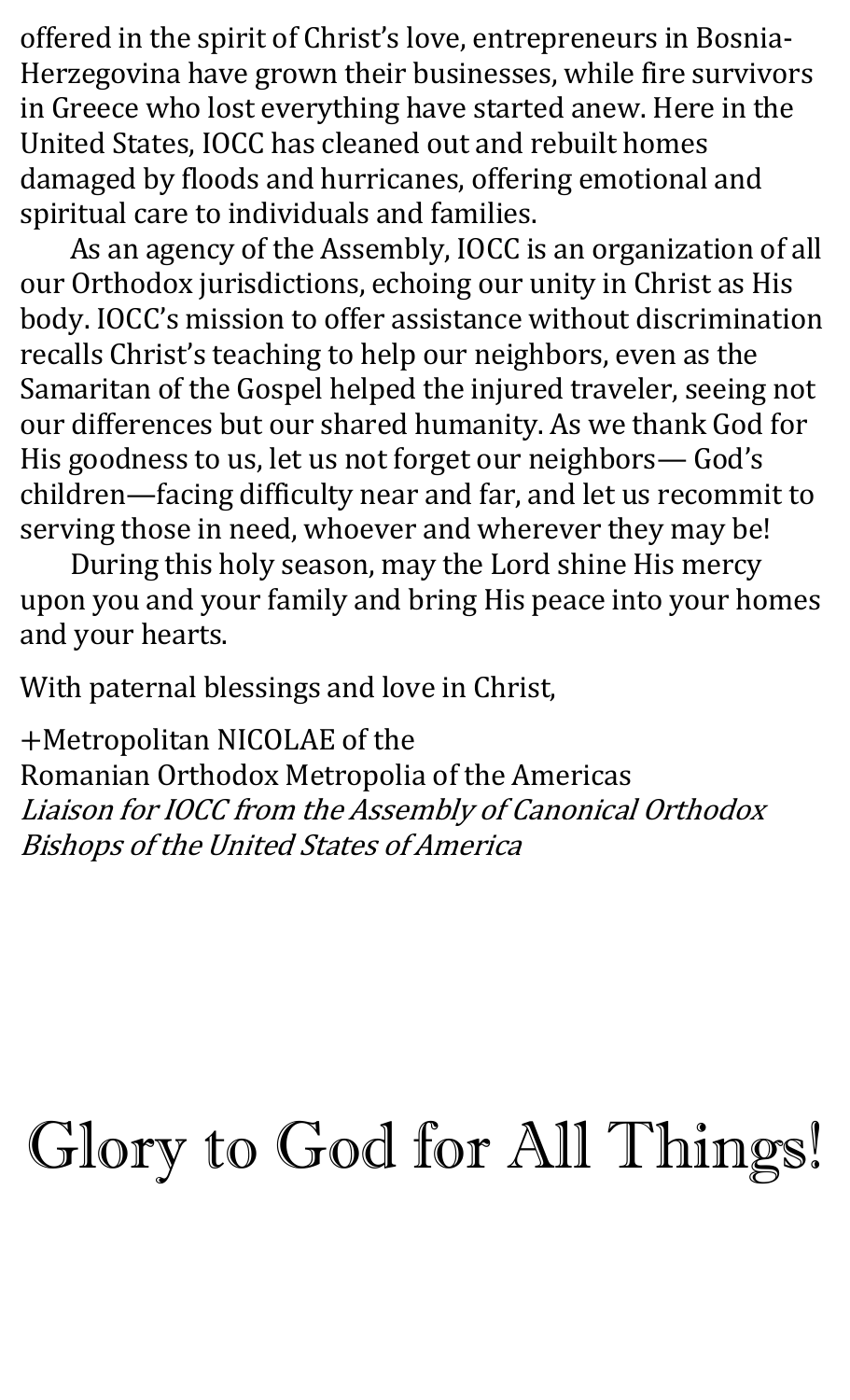offered in the spirit of Christ's love, entrepreneurs in Bosnia-Herzegovina have grown their businesses, while fire survivors in Greece who lost everything have started anew. Here in the United States, IOCC has cleaned out and rebuilt homes damaged by floods and hurricanes, offering emotional and spiritual care to individuals and families.

As an agency of the Assembly, IOCC is an organization of all our Orthodox jurisdictions, echoing our unity in Christ as His body. IOCC's mission to offer assistance without discrimination recalls Christ's teaching to help our neighbors, even as the Samaritan of the Gospel helped the injured traveler, seeing not our differences but our shared humanity. As we thank God for His goodness to us, let us not forget our neighbors— God's children—facing difficulty near and far, and let us recommit to serving those in need, whoever and wherever they may be!

During this holy season, may the Lord shine His mercy upon you and your family and bring His peace into your homes and your hearts.

With paternal blessings and love in Christ,

+Metropolitan NICOLAE of the
Romanian Orthodox Metropolia of the Americas
*Liaison for IOCC from the Assembly of Canonical Orthodox Bishops of the United States of America*

# Glory to God for All Things!